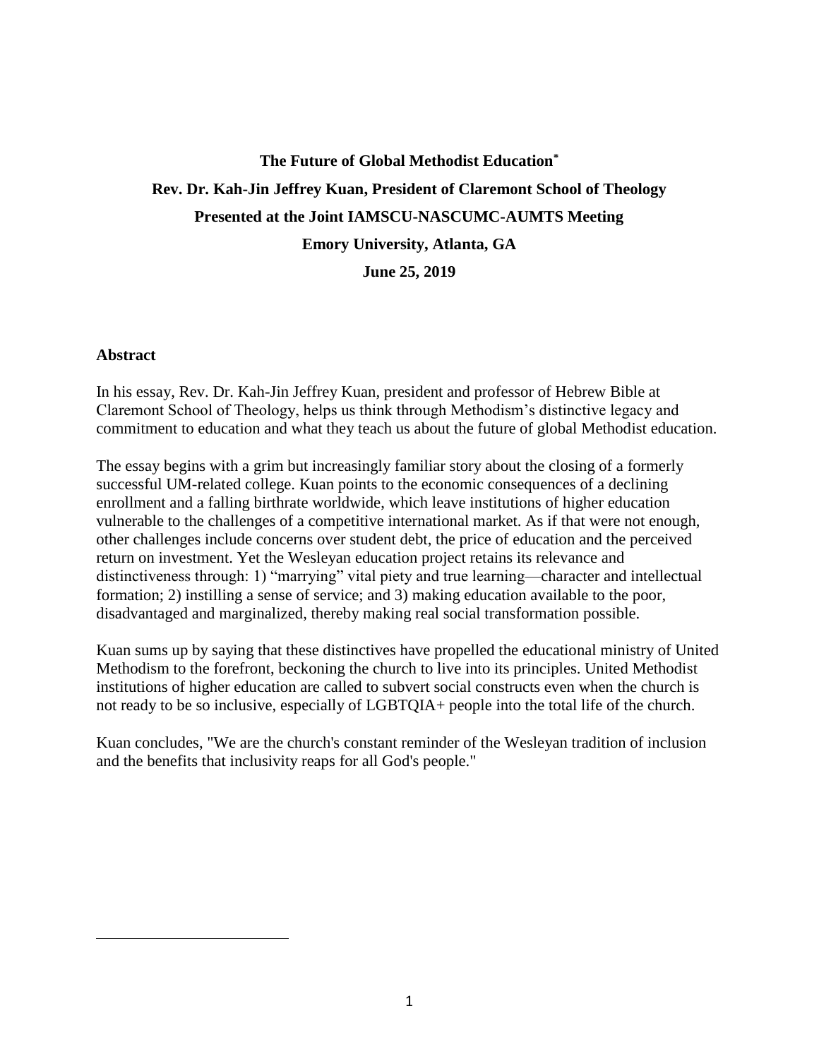# The Future of Global Methodist Education[*]

**Rev. Dr. Kah-Jin Jeffrey Kuan, President of Claremont School of Theology**

**Presented at the Joint IAMSCU-NASCUMC-AUMTS Meeting**

**Emory University, Atlanta, GA**

**June 25, 2019**

## Abstract

In his essay, Rev. Dr. Kah-Jin Jeffrey Kuan, president and professor of Hebrew Bible at Claremont School of Theology, helps us think through Methodism's distinctive legacy and commitment to education and what they teach us about the future of global Methodist education.

The essay begins with a grim but increasingly familiar story about the closing of a formerly successful UM-related college. Kuan points to the economic consequences of a declining enrollment and a falling birthrate worldwide, which leave institutions of higher education vulnerable to the challenges of a competitive international market. As if that were not enough, other challenges include concerns over student debt, the price of education and the perceived return on investment. Yet the Wesleyan education project retains its relevance and distinctiveness through: 1) "marrying" vital piety and true learning—character and intellectual formation; 2) instilling a sense of service; and 3) making education available to the poor, disadvantaged and marginalized, thereby making real social transformation possible.

Kuan sums up by saying that these distinctives have propelled the educational ministry of United Methodism to the forefront, beckoning the church to live into its principles. United Methodist institutions of higher education are called to subvert social constructs even when the church is not ready to be so inclusive, especially of LGBTQIA+ people into the total life of the church.

Kuan concludes, "We are the church's constant reminder of the Wesleyan tradition of inclusion and the benefits that inclusivity reaps for all God's people."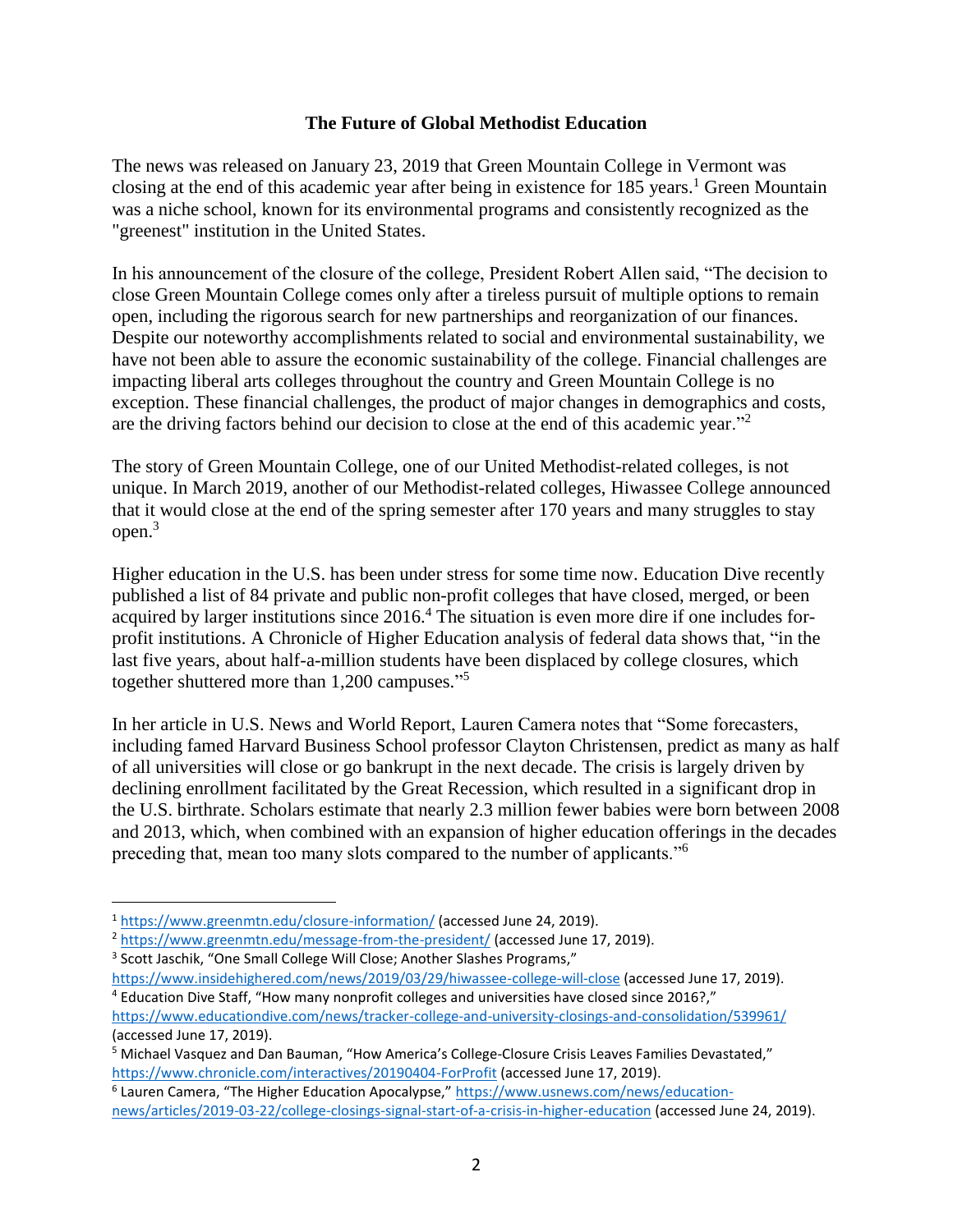**The Future of Global Methodist Education**

The news was released on January 23, 2019 that Green Mountain College in Vermont was closing at the end of this academic year after being in existence for 185 years.[1] Green Mountain was a niche school, known for its environmental programs and consistently recognized as the "greenest" institution in the United States.

In his announcement of the closure of the college, President Robert Allen said, "The decision to close Green Mountain College comes only after a tireless pursuit of multiple options to remain open, including the rigorous search for new partnerships and reorganization of our finances. Despite our noteworthy accomplishments related to social and environmental sustainability, we have not been able to assure the economic sustainability of the college. Financial challenges are impacting liberal arts colleges throughout the country and Green Mountain College is no exception. These financial challenges, the product of major changes in demographics and costs, are the driving factors behind our decision to close at the end of this academic year."[2]

The story of Green Mountain College, one of our United Methodist-related colleges, is not unique. In March 2019, another of our Methodist-related colleges, Hiwassee College announced that it would close at the end of the spring semester after 170 years and many struggles to stay open.[3]

Higher education in the U.S. has been under stress for some time now. Education Dive recently published a list of 84 private and public non-profit colleges that have closed, merged, or been acquired by larger institutions since 2016.[4] The situation is even more dire if one includes for-profit institutions. A Chronicle of Higher Education analysis of federal data shows that, "in the last five years, about half-a-million students have been displaced by college closures, which together shuttered more than 1,200 campuses."[5]

In her article in U.S. News and World Report, Lauren Camera notes that "Some forecasters, including famed Harvard Business School professor Clayton Christensen, predict as many as half of all universities will close or go bankrupt in the next decade. The crisis is largely driven by declining enrollment facilitated by the Great Recession, which resulted in a significant drop in the U.S. birthrate. Scholars estimate that nearly 2.3 million fewer babies were born between 2008 and 2013, which, when combined with an expansion of higher education offerings in the decades preceding that, mean too many slots compared to the number of applicants."[6]

---

[1] https://www.greenmtn.edu/closure-information/ (accessed June 24, 2019).

[2] https://www.greenmtn.edu/message-from-the-president/ (accessed June 17, 2019).

[3] Scott Jaschik, "One Small College Will Close; Another Slashes Programs," https://www.insidehighered.com/news/2019/03/29/hiwassee-college-will-close (accessed June 17, 2019).

[4] Education Dive Staff, "How many nonprofit colleges and universities have closed since 2016?," https://www.educationdive.com/news/tracker-college-and-university-closings-and-consolidation/539961/ (accessed June 17, 2019).

[5] Michael Vasquez and Dan Bauman, "How America's College-Closure Crisis Leaves Families Devastated," https://www.chronicle.com/interactives/20190404-ForProfit (accessed June 17, 2019).

[6] Lauren Camera, "The Higher Education Apocalypse," https://www.usnews.com/news/education-news/articles/2019-03-22/college-closings-signal-start-of-a-crisis-in-higher-education (accessed June 24, 2019).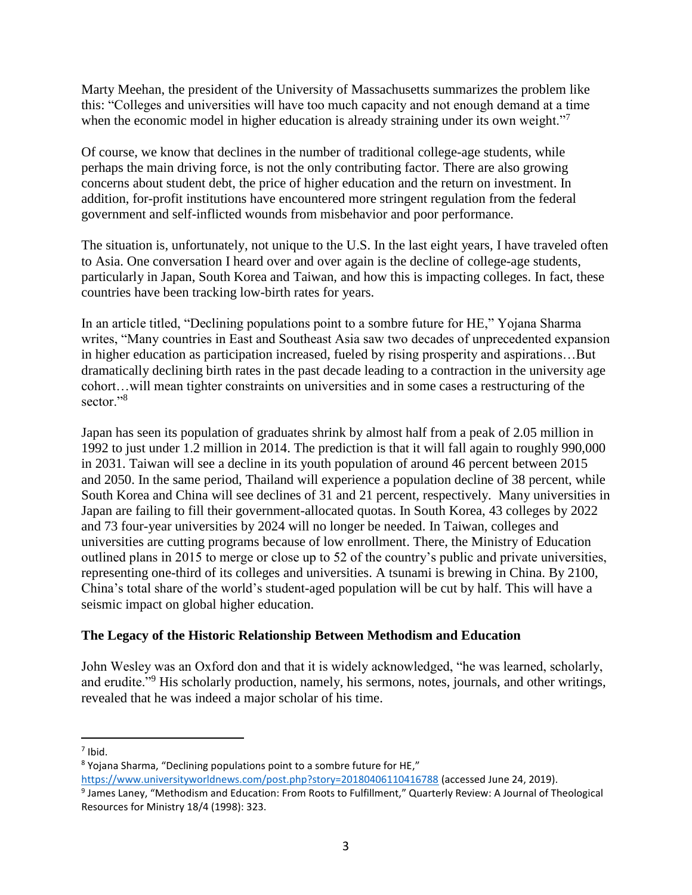Marty Meehan, the president of the University of Massachusetts summarizes the problem like this: "Colleges and universities will have too much capacity and not enough demand at a time when the economic model in higher education is already straining under its own weight."[7]

Of course, we know that declines in the number of traditional college-age students, while perhaps the main driving force, is not the only contributing factor. There are also growing concerns about student debt, the price of higher education and the return on investment. In addition, for-profit institutions have encountered more stringent regulation from the federal government and self-inflicted wounds from misbehavior and poor performance.

The situation is, unfortunately, not unique to the U.S. In the last eight years, I have traveled often to Asia. One conversation I heard over and over again is the decline of college-age students, particularly in Japan, South Korea and Taiwan, and how this is impacting colleges. In fact, these countries have been tracking low-birth rates for years.

In an article titled, "Declining populations point to a sombre future for HE," Yojana Sharma writes, "Many countries in East and Southeast Asia saw two decades of unprecedented expansion in higher education as participation increased, fueled by rising prosperity and aspirations…But dramatically declining birth rates in the past decade leading to a contraction in the university age cohort…will mean tighter constraints on universities and in some cases a restructuring of the sector."[8]

Japan has seen its population of graduates shrink by almost half from a peak of 2.05 million in 1992 to just under 1.2 million in 2014. The prediction is that it will fall again to roughly 990,000 in 2031. Taiwan will see a decline in its youth population of around 46 percent between 2015 and 2050. In the same period, Thailand will experience a population decline of 38 percent, while South Korea and China will see declines of 31 and 21 percent, respectively. Many universities in Japan are failing to fill their government-allocated quotas. In South Korea, 43 colleges by 2022 and 73 four-year universities by 2024 will no longer be needed. In Taiwan, colleges and universities are cutting programs because of low enrollment. There, the Ministry of Education outlined plans in 2015 to merge or close up to 52 of the country's public and private universities, representing one-third of its colleges and universities. A tsunami is brewing in China. By 2100, China's total share of the world's student-aged population will be cut by half. This will have a seismic impact on global higher education.

## The Legacy of the Historic Relationship Between Methodism and Education

John Wesley was an Oxford don and that it is widely acknowledged, "he was learned, scholarly, and erudite."[9] His scholarly production, namely, his sermons, notes, journals, and other writings, revealed that he was indeed a major scholar of his time.

---

[7] Ibid.

[8] Yojana Sharma, "Declining populations point to a sombre future for HE," https://www.universityworldnews.com/post.php?story=20180406110416788 (accessed June 24, 2019).

[9] James Laney, "Methodism and Education: From Roots to Fulfillment," Quarterly Review: A Journal of Theological Resources for Ministry 18/4 (1998): 323.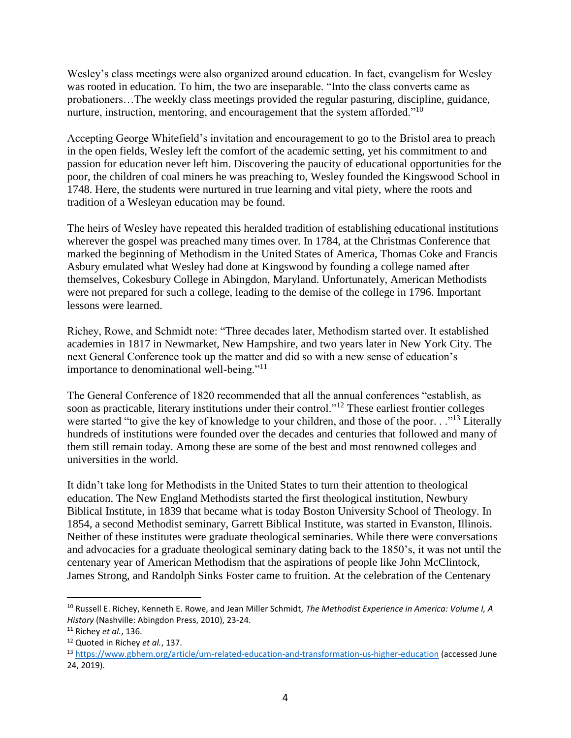Wesley's class meetings were also organized around education. In fact, evangelism for Wesley was rooted in education. To him, the two are inseparable. "Into the class converts came as probationers…The weekly class meetings provided the regular pasturing, discipline, guidance, nurture, instruction, mentoring, and encouragement that the system afforded."[10]

Accepting George Whitefield's invitation and encouragement to go to the Bristol area to preach in the open fields, Wesley left the comfort of the academic setting, yet his commitment to and passion for education never left him. Discovering the paucity of educational opportunities for the poor, the children of coal miners he was preaching to, Wesley founded the Kingswood School in 1748. Here, the students were nurtured in true learning and vital piety, where the roots and tradition of a Wesleyan education may be found.

The heirs of Wesley have repeated this heralded tradition of establishing educational institutions wherever the gospel was preached many times over. In 1784, at the Christmas Conference that marked the beginning of Methodism in the United States of America, Thomas Coke and Francis Asbury emulated what Wesley had done at Kingswood by founding a college named after themselves, Cokesbury College in Abingdon, Maryland. Unfortunately, American Methodists were not prepared for such a college, leading to the demise of the college in 1796. Important lessons were learned.

Richey, Rowe, and Schmidt note: "Three decades later, Methodism started over. It established academies in 1817 in Newmarket, New Hampshire, and two years later in New York City. The next General Conference took up the matter and did so with a new sense of education's importance to denominational well-being."[11]

The General Conference of 1820 recommended that all the annual conferences "establish, as soon as practicable, literary institutions under their control."[12] These earliest frontier colleges were started "to give the key of knowledge to your children, and those of the poor. . ."[13] Literally hundreds of institutions were founded over the decades and centuries that followed and many of them still remain today. Among these are some of the best and most renowned colleges and universities in the world.

It didn't take long for Methodists in the United States to turn their attention to theological education. The New England Methodists started the first theological institution, Newbury Biblical Institute, in 1839 that became what is today Boston University School of Theology. In 1854, a second Methodist seminary, Garrett Biblical Institute, was started in Evanston, Illinois. Neither of these institutes were graduate theological seminaries. While there were conversations and advocacies for a graduate theological seminary dating back to the 1850's, it was not until the centenary year of American Methodism that the aspirations of people like John McClintock, James Strong, and Randolph Sinks Foster came to fruition. At the celebration of the Centenary

---

[10] Russell E. Richey, Kenneth E. Rowe, and Jean Miller Schmidt, *The Methodist Experience in America: Volume I, A History* (Nashville: Abingdon Press, 2010), 23-24.

[11] Richey *et al.*, 136.

[12] Quoted in Richey *et al.*, 137.

[13] https://www.gbhem.org/article/um-related-education-and-transformation-us-higher-education (accessed June 24, 2019).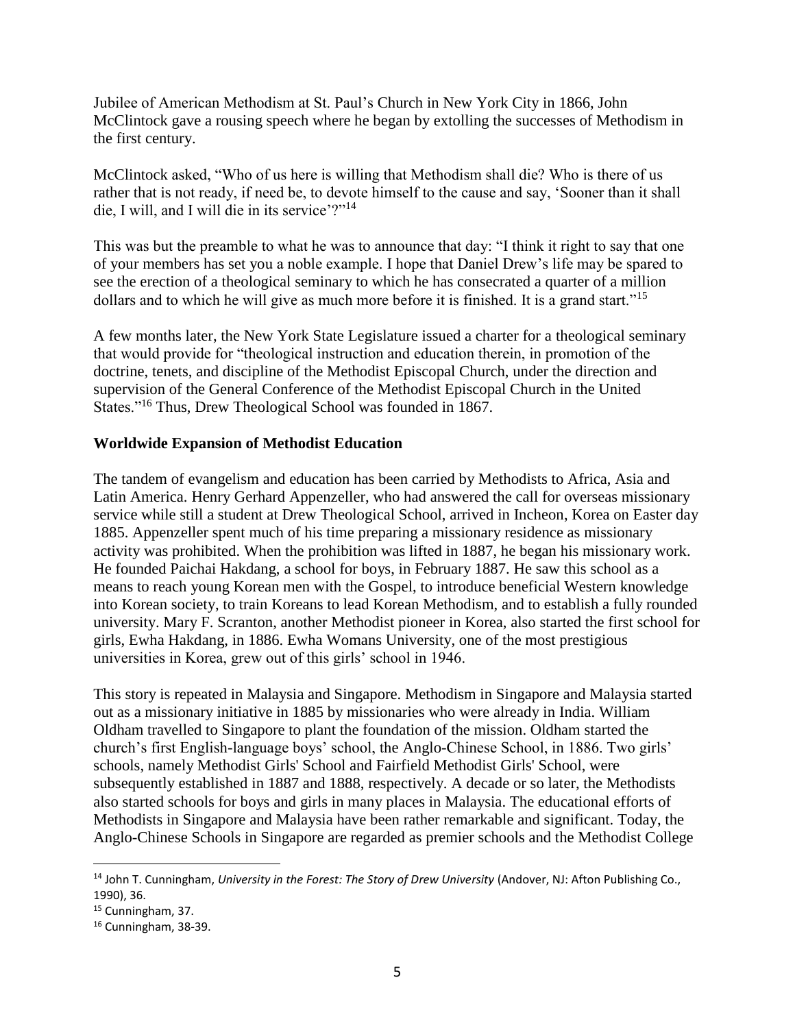Jubilee of American Methodism at St. Paul's Church in New York City in 1866, John McClintock gave a rousing speech where he began by extolling the successes of Methodism in the first century.

McClintock asked, "Who of us here is willing that Methodism shall die? Who is there of us rather that is not ready, if need be, to devote himself to the cause and say, 'Sooner than it shall die, I will, and I will die in its service'?"[14]

This was but the preamble to what he was to announce that day: "I think it right to say that one of your members has set you a noble example. I hope that Daniel Drew's life may be spared to see the erection of a theological seminary to which he has consecrated a quarter of a million dollars and to which he will give as much more before it is finished. It is a grand start."[15]

A few months later, the New York State Legislature issued a charter for a theological seminary that would provide for "theological instruction and education therein, in promotion of the doctrine, tenets, and discipline of the Methodist Episcopal Church, under the direction and supervision of the General Conference of the Methodist Episcopal Church in the United States."[16] Thus, Drew Theological School was founded in 1867.

**Worldwide Expansion of Methodist Education**

The tandem of evangelism and education has been carried by Methodists to Africa, Asia and Latin America. Henry Gerhard Appenzeller, who had answered the call for overseas missionary service while still a student at Drew Theological School, arrived in Incheon, Korea on Easter day 1885. Appenzeller spent much of his time preparing a missionary residence as missionary activity was prohibited. When the prohibition was lifted in 1887, he began his missionary work. He founded Paichai Hakdang, a school for boys, in February 1887. He saw this school as a means to reach young Korean men with the Gospel, to introduce beneficial Western knowledge into Korean society, to train Koreans to lead Korean Methodism, and to establish a fully rounded university. Mary F. Scranton, another Methodist pioneer in Korea, also started the first school for girls, Ewha Hakdang, in 1886. Ewha Womans University, one of the most prestigious universities in Korea, grew out of this girls' school in 1946.

This story is repeated in Malaysia and Singapore. Methodism in Singapore and Malaysia started out as a missionary initiative in 1885 by missionaries who were already in India. William Oldham travelled to Singapore to plant the foundation of the mission. Oldham started the church's first English-language boys' school, the Anglo-Chinese School, in 1886. Two girls' schools, namely Methodist Girls' School and Fairfield Methodist Girls' School, were subsequently established in 1887 and 1888, respectively. A decade or so later, the Methodists also started schools for boys and girls in many places in Malaysia. The educational efforts of Methodists in Singapore and Malaysia have been rather remarkable and significant. Today, the Anglo-Chinese Schools in Singapore are regarded as premier schools and the Methodist College

---

[14] John T. Cunningham, *University in the Forest: The Story of Drew University* (Andover, NJ: Afton Publishing Co., 1990), 36.

[15] Cunningham, 37.

[16] Cunningham, 38-39.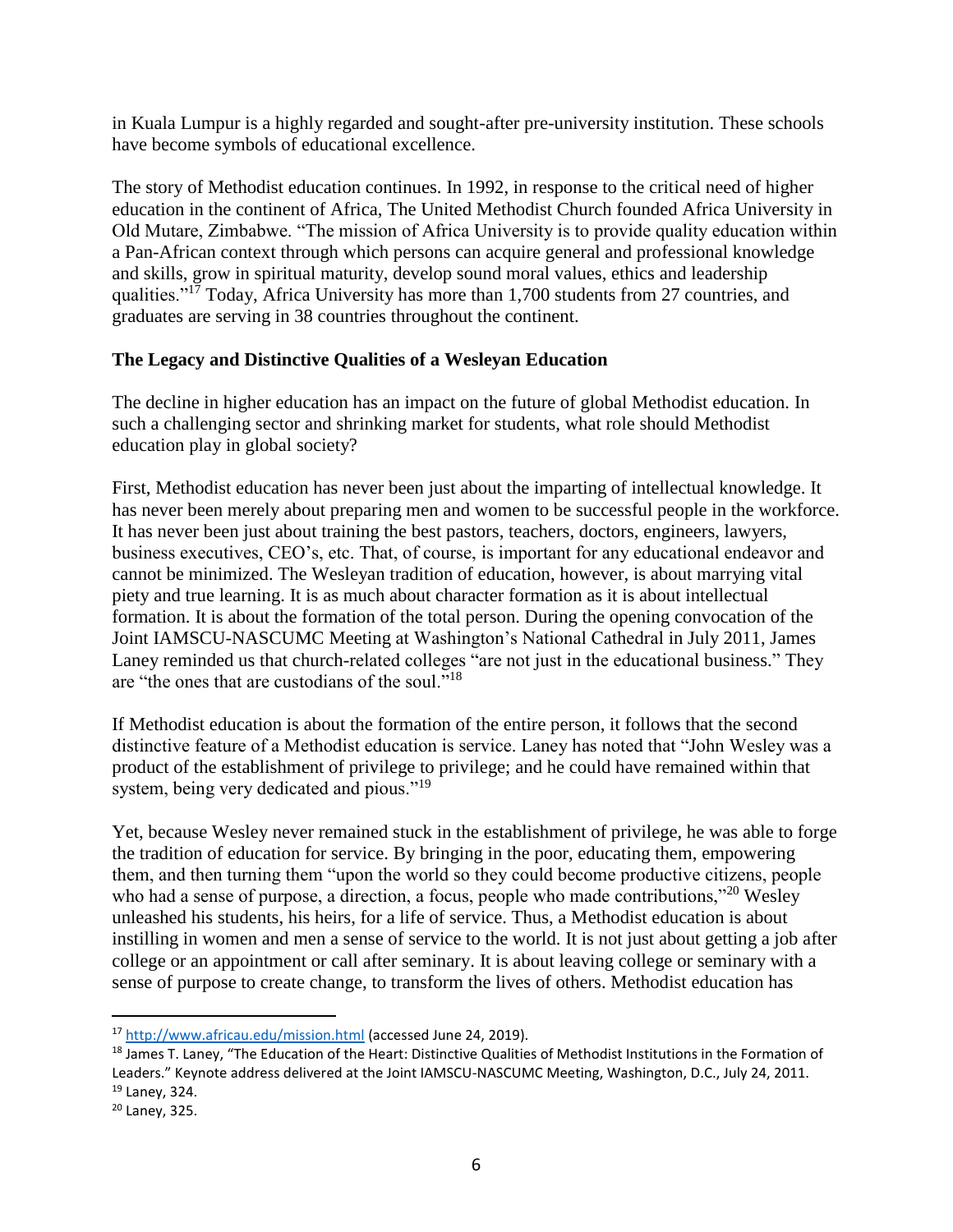in Kuala Lumpur is a highly regarded and sought-after pre-university institution. These schools have become symbols of educational excellence.

The story of Methodist education continues. In 1992, in response to the critical need of higher education in the continent of Africa, The United Methodist Church founded Africa University in Old Mutare, Zimbabwe. "The mission of Africa University is to provide quality education within a Pan-African context through which persons can acquire general and professional knowledge and skills, grow in spiritual maturity, develop sound moral values, ethics and leadership qualities."[17] Today, Africa University has more than 1,700 students from 27 countries, and graduates are serving in 38 countries throughout the continent.

## The Legacy and Distinctive Qualities of a Wesleyan Education

The decline in higher education has an impact on the future of global Methodist education. In such a challenging sector and shrinking market for students, what role should Methodist education play in global society?

First, Methodist education has never been just about the imparting of intellectual knowledge. It has never been merely about preparing men and women to be successful people in the workforce. It has never been just about training the best pastors, teachers, doctors, engineers, lawyers, business executives, CEO's, etc. That, of course, is important for any educational endeavor and cannot be minimized. The Wesleyan tradition of education, however, is about marrying vital piety and true learning. It is as much about character formation as it is about intellectual formation. It is about the formation of the total person. During the opening convocation of the Joint IAMSCU-NASCUMC Meeting at Washington's National Cathedral in July 2011, James Laney reminded us that church-related colleges "are not just in the educational business." They are "the ones that are custodians of the soul."[18]

If Methodist education is about the formation of the entire person, it follows that the second distinctive feature of a Methodist education is service. Laney has noted that "John Wesley was a product of the establishment of privilege to privilege; and he could have remained within that system, being very dedicated and pious."[19]

Yet, because Wesley never remained stuck in the establishment of privilege, he was able to forge the tradition of education for service. By bringing in the poor, educating them, empowering them, and then turning them "upon the world so they could become productive citizens, people who had a sense of purpose, a direction, a focus, people who made contributions,"[20] Wesley unleashed his students, his heirs, for a life of service. Thus, a Methodist education is about instilling in women and men a sense of service to the world. It is not just about getting a job after college or an appointment or call after seminary. It is about leaving college or seminary with a sense of purpose to create change, to transform the lives of others. Methodist education has

---

[17] http://www.africau.edu/mission.html (accessed June 24, 2019).

[18] James T. Laney, "The Education of the Heart: Distinctive Qualities of Methodist Institutions in the Formation of Leaders." Keynote address delivered at the Joint IAMSCU-NASCUMC Meeting, Washington, D.C., July 24, 2011.

[19] Laney, 324.

[20] Laney, 325.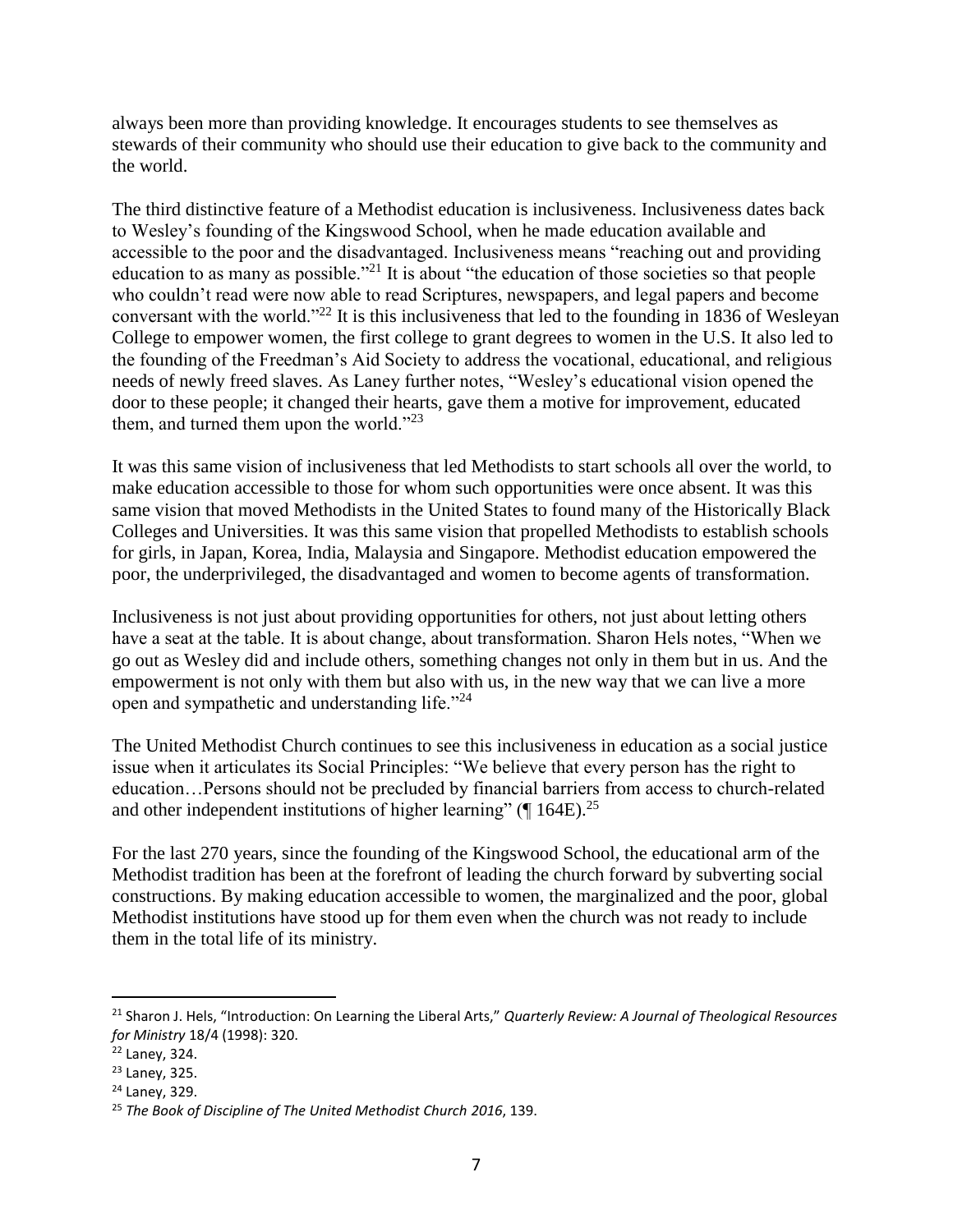always been more than providing knowledge. It encourages students to see themselves as stewards of their community who should use their education to give back to the community and the world.

The third distinctive feature of a Methodist education is inclusiveness. Inclusiveness dates back to Wesley's founding of the Kingswood School, when he made education available and accessible to the poor and the disadvantaged. Inclusiveness means "reaching out and providing education to as many as possible."[21] It is about "the education of those societies so that people who couldn't read were now able to read Scriptures, newspapers, and legal papers and become conversant with the world."[22] It is this inclusiveness that led to the founding in 1836 of Wesleyan College to empower women, the first college to grant degrees to women in the U.S. It also led to the founding of the Freedman's Aid Society to address the vocational, educational, and religious needs of newly freed slaves. As Laney further notes, "Wesley's educational vision opened the door to these people; it changed their hearts, gave them a motive for improvement, educated them, and turned them upon the world."[23]

It was this same vision of inclusiveness that led Methodists to start schools all over the world, to make education accessible to those for whom such opportunities were once absent. It was this same vision that moved Methodists in the United States to found many of the Historically Black Colleges and Universities. It was this same vision that propelled Methodists to establish schools for girls, in Japan, Korea, India, Malaysia and Singapore. Methodist education empowered the poor, the underprivileged, the disadvantaged and women to become agents of transformation.

Inclusiveness is not just about providing opportunities for others, not just about letting others have a seat at the table. It is about change, about transformation. Sharon Hels notes, "When we go out as Wesley did and include others, something changes not only in them but in us. And the empowerment is not only with them but also with us, in the new way that we can live a more open and sympathetic and understanding life."[24]

The United Methodist Church continues to see this inclusiveness in education as a social justice issue when it articulates its Social Principles: "We believe that every person has the right to education…Persons should not be precluded by financial barriers from access to church-related and other independent institutions of higher learning" (¶ 164E).[25]

For the last 270 years, since the founding of the Kingswood School, the educational arm of the Methodist tradition has been at the forefront of leading the church forward by subverting social constructions. By making education accessible to women, the marginalized and the poor, global Methodist institutions have stood up for them even when the church was not ready to include them in the total life of its ministry.

---

[21] Sharon J. Hels, "Introduction: On Learning the Liberal Arts," *Quarterly Review: A Journal of Theological Resources for Ministry* 18/4 (1998): 320.

[22] Laney, 324.

[23] Laney, 325.

[24] Laney, 329.

[25] *The Book of Discipline of The United Methodist Church 2016*, 139.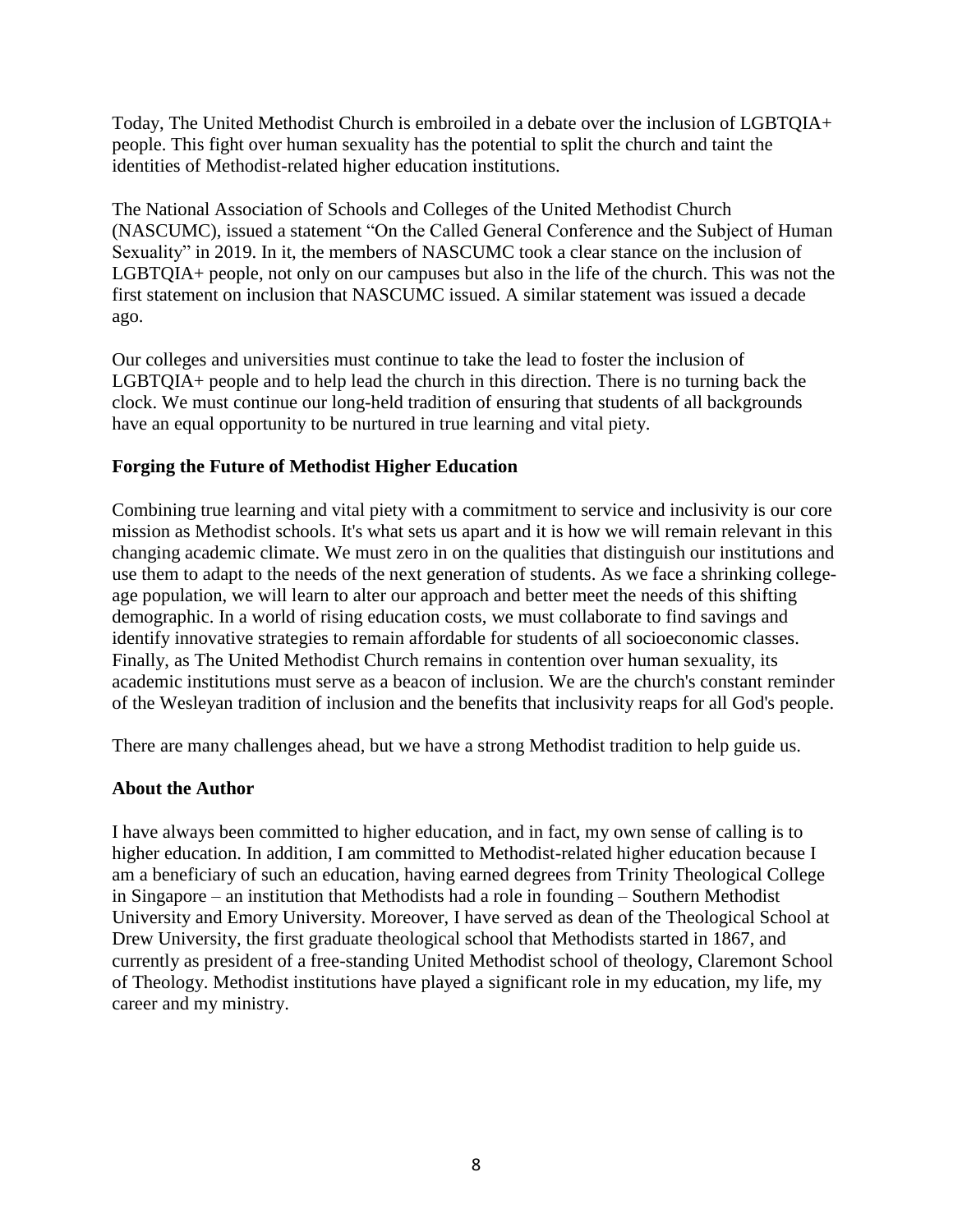Today, The United Methodist Church is embroiled in a debate over the inclusion of LGBTQIA+ people. This fight over human sexuality has the potential to split the church and taint the identities of Methodist-related higher education institutions.

The National Association of Schools and Colleges of the United Methodist Church (NASCUMC), issued a statement "On the Called General Conference and the Subject of Human Sexuality" in 2019. In it, the members of NASCUMC took a clear stance on the inclusion of LGBTQIA+ people, not only on our campuses but also in the life of the church. This was not the first statement on inclusion that NASCUMC issued. A similar statement was issued a decade ago.

Our colleges and universities must continue to take the lead to foster the inclusion of LGBTQIA+ people and to help lead the church in this direction. There is no turning back the clock. We must continue our long-held tradition of ensuring that students of all backgrounds have an equal opportunity to be nurtured in true learning and vital piety.

### Forging the Future of Methodist Higher Education

Combining true learning and vital piety with a commitment to service and inclusivity is our core mission as Methodist schools. It's what sets us apart and it is how we will remain relevant in this changing academic climate. We must zero in on the qualities that distinguish our institutions and use them to adapt to the needs of the next generation of students. As we face a shrinking college-age population, we will learn to alter our approach and better meet the needs of this shifting demographic. In a world of rising education costs, we must collaborate to find savings and identify innovative strategies to remain affordable for students of all socioeconomic classes. Finally, as The United Methodist Church remains in contention over human sexuality, its academic institutions must serve as a beacon of inclusion. We are the church's constant reminder of the Wesleyan tradition of inclusion and the benefits that inclusivity reaps for all God's people.

There are many challenges ahead, but we have a strong Methodist tradition to help guide us.

### About the Author

I have always been committed to higher education, and in fact, my own sense of calling is to higher education. In addition, I am committed to Methodist-related higher education because I am a beneficiary of such an education, having earned degrees from Trinity Theological College in Singapore – an institution that Methodists had a role in founding – Southern Methodist University and Emory University. Moreover, I have served as dean of the Theological School at Drew University, the first graduate theological school that Methodists started in 1867, and currently as president of a free-standing United Methodist school of theology, Claremont School of Theology. Methodist institutions have played a significant role in my education, my life, my career and my ministry.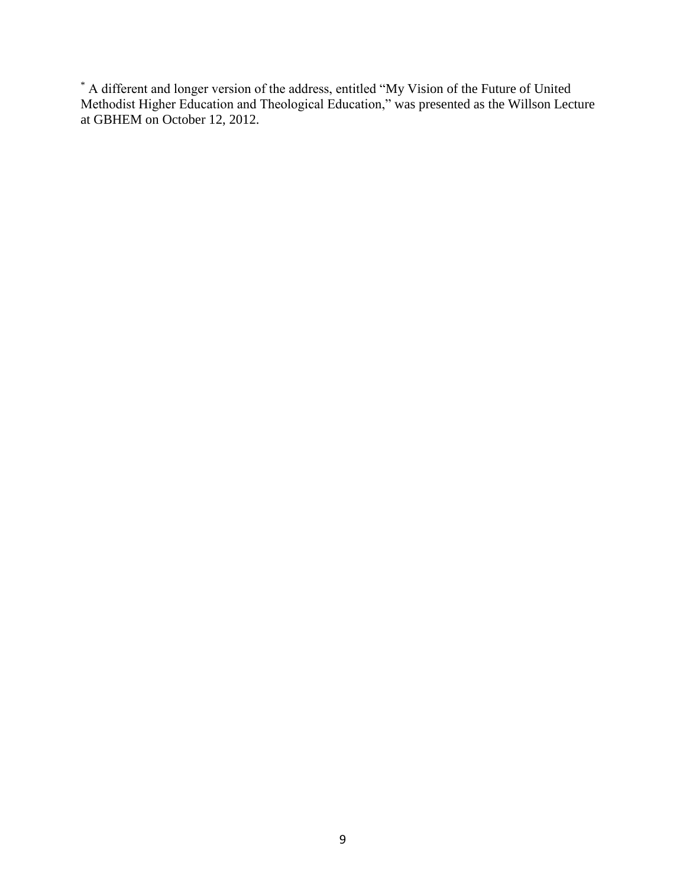[*] A different and longer version of the address, entitled "My Vision of the Future of United Methodist Higher Education and Theological Education," was presented as the Willson Lecture at GBHEM on October 12, 2012.